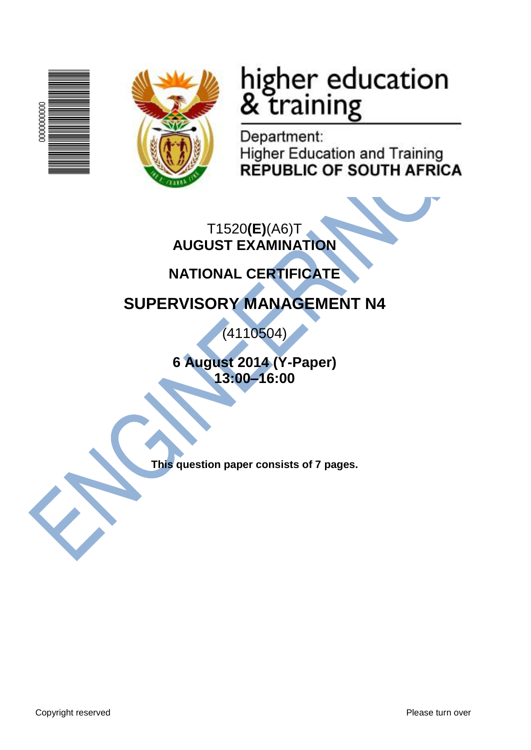higher education & training

Department:
Higher Education and Training
**REPUBLIC OF SOUTH AFRICA**

T1520**(E)**(A6)T
**AUGUST EXAMINATION**

**NATIONAL CERTIFICATE**

# SUPERVISORY MANAGEMENT N4

(4110504)

**6 August 2014 (Y-Paper)**
**13:00–16:00**

**This question paper consists of 7 pages.**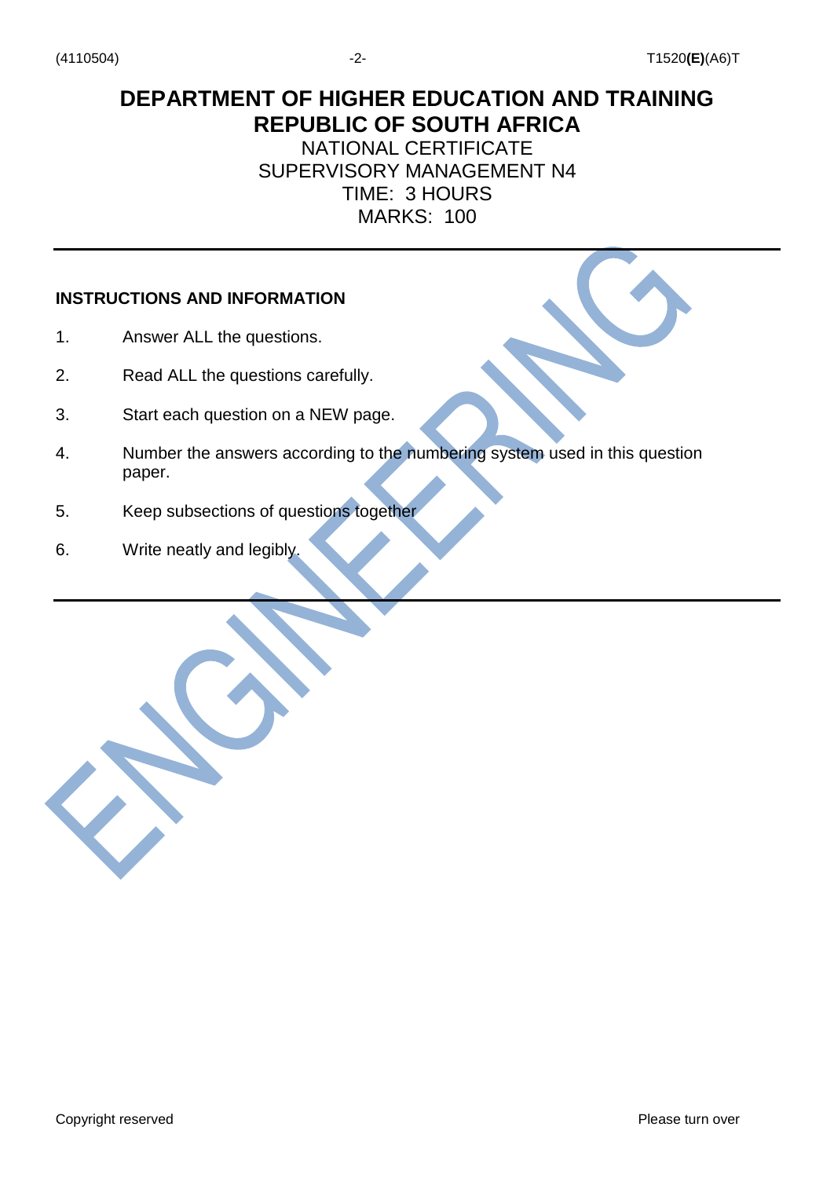# DEPARTMENT OF HIGHER EDUCATION AND TRAINING
# REPUBLIC OF SOUTH AFRICA

NATIONAL CERTIFICATE
SUPERVISORY MANAGEMENT N4
TIME: 3 HOURS
MARKS: 100

---

**INSTRUCTIONS AND INFORMATION**

1. Answer ALL the questions.
2. Read ALL the questions carefully.
3. Start each question on a NEW page.
4. Number the answers according to the numbering system used in this question paper.
5. Keep subsections of questions together
6. Write neatly and legibly.

---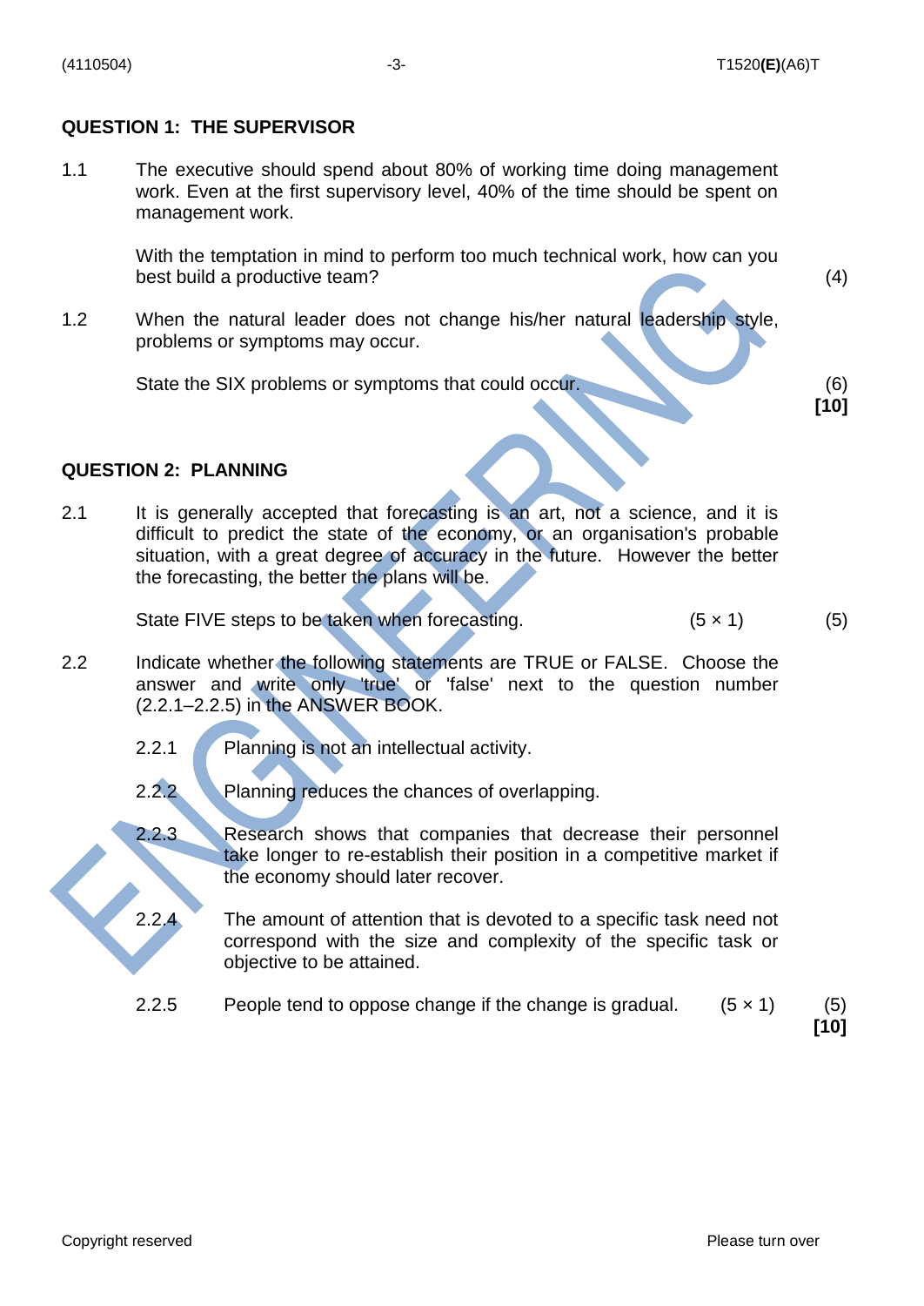## QUESTION 1: THE SUPERVISOR

1.1 The executive should spend about 80% of working time doing management work. Even at the first supervisory level, 40% of the time should be spent on management work.

With the temptation in mind to perform too much technical work, how can you best build a productive team? (4)

1.2 When the natural leader does not change his/her natural leadership style, problems or symptoms may occur.

State the SIX problems or symptoms that could occur. (6)

**[10]**

## QUESTION 2: PLANNING

2.1 It is generally accepted that forecasting is an art, not a science, and it is difficult to predict the state of the economy, or an organisation's probable situation, with a great degree of accuracy in the future. However the better the forecasting, the better the plans will be.

State FIVE steps to be taken when forecasting. (5 × 1) (5)

2.2 Indicate whether the following statements are TRUE or FALSE. Choose the answer and write only 'true' or 'false' next to the question number (2.2.1–2.2.5) in the ANSWER BOOK.

2.2.1 Planning is not an intellectual activity.

2.2.2 Planning reduces the chances of overlapping.

2.2.3 Research shows that companies that decrease their personnel take longer to re-establish their position in a competitive market if the economy should later recover.

2.2.4 The amount of attention that is devoted to a specific task need not correspond with the size and complexity of the specific task or objective to be attained.

2.2.5 People tend to oppose change if the change is gradual. (5 × 1) (5)

**[10]**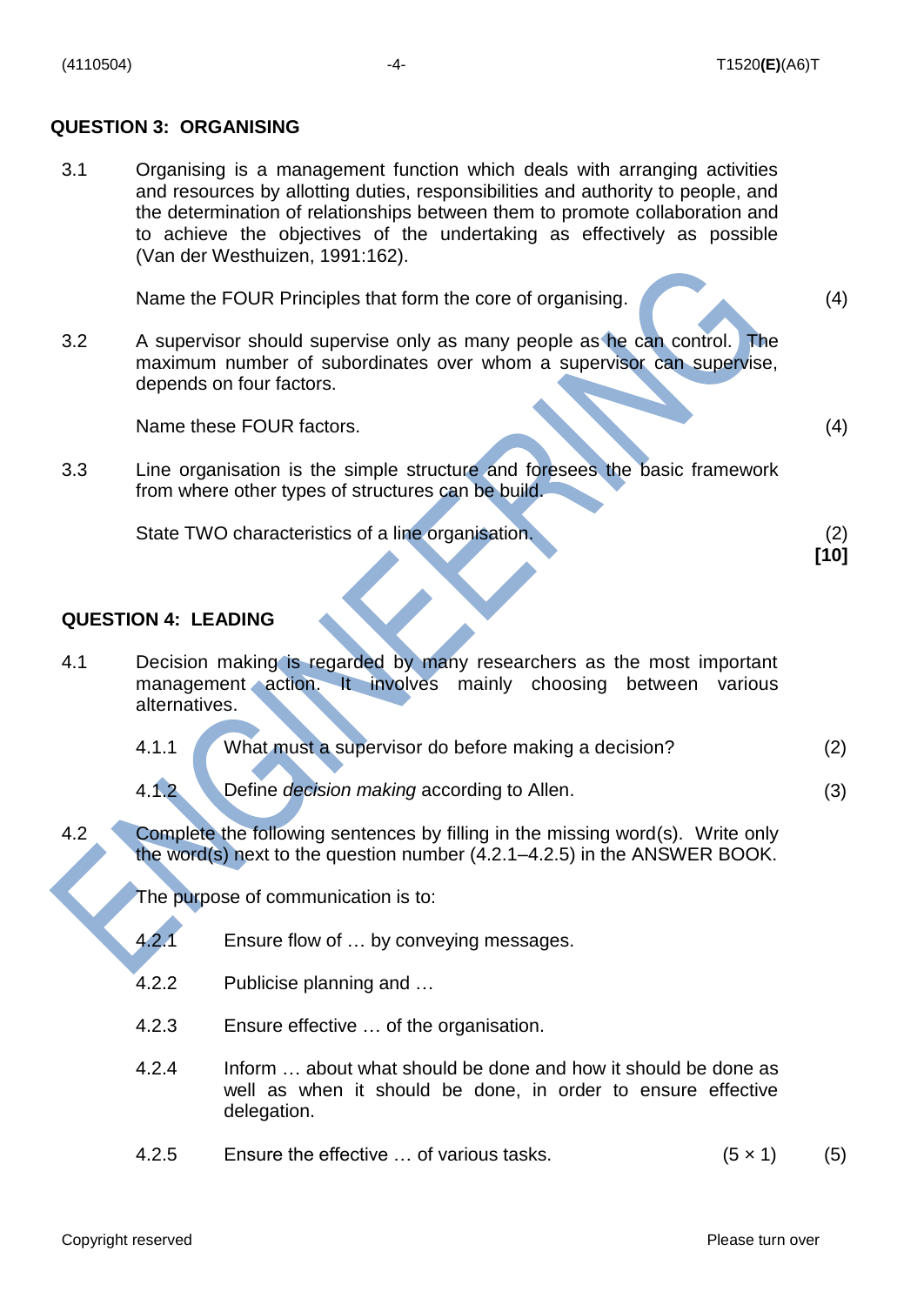## QUESTION 3: ORGANISING

3.1 Organising is a management function which deals with arranging activities and resources by allotting duties, responsibilities and authority to people, and the determination of relationships between them to promote collaboration and to achieve the objectives of the undertaking as effectively as possible (Van der Westhuizen, 1991:162).

Name the FOUR Principles that form the core of organising. (4)

3.2 A supervisor should supervise only as many people as he can control. The maximum number of subordinates over whom a supervisor can supervise, depends on four factors.

Name these FOUR factors. (4)

3.3 Line organisation is the simple structure and foresees the basic framework from where other types of structures can be build.

State TWO characteristics of a line organisation. (2)

**[10]**

## QUESTION 4: LEADING

4.1 Decision making is regarded by many researchers as the most important management action. It involves mainly choosing between various alternatives.

4.1.1 What must a supervisor do before making a decision? (2)

4.1.2 Define *decision making* according to Allen. (3)

4.2 Complete the following sentences by filling in the missing word(s). Write only the word(s) next to the question number (4.2.1–4.2.5) in the ANSWER BOOK.

The purpose of communication is to:

4.2.1 Ensure flow of … by conveying messages.

4.2.2 Publicise planning and …

4.2.3 Ensure effective … of the organisation.

4.2.4 Inform … about what should be done and how it should be done as well as when it should be done, in order to ensure effective delegation.

4.2.5 Ensure the effective … of various tasks. (5 × 1) (5)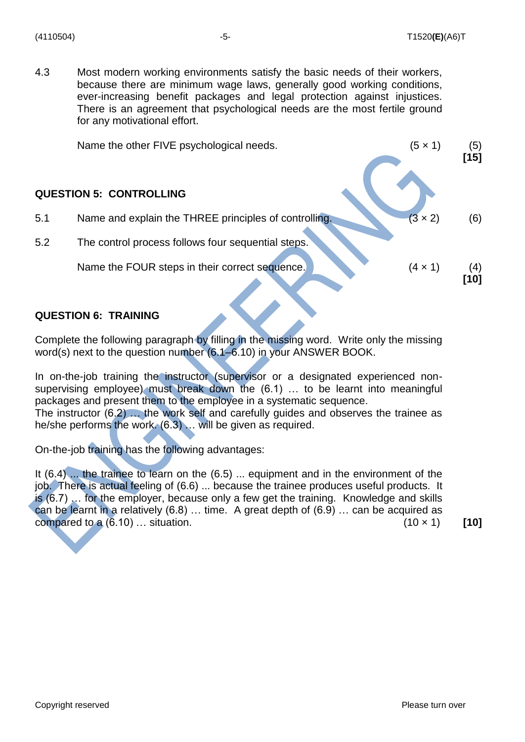4.3 Most modern working environments satisfy the basic needs of their workers, because there are minimum wage laws, generally good working conditions, ever-increasing benefit packages and legal protection against injustices. There is an agreement that psychological needs are the most fertile ground for any motivational effort.

Name the other FIVE psychological needs. (5 × 1) (5)
**[15]**

## QUESTION 5: CONTROLLING

5.1 Name and explain the THREE principles of controlling. (3 × 2) (6)

5.2 The control process follows four sequential steps.

Name the FOUR steps in their correct sequence. (4 × 1) (4)
**[10]**

## QUESTION 6: TRAINING

Complete the following paragraph by filling in the missing word. Write only the missing word(s) next to the question number (6.1–6.10) in your ANSWER BOOK.

In on-the-job training the instructor (supervisor or a designated experienced non-supervising employee) must break down the (6.1) … to be learnt into meaningful packages and present them to the employee in a systematic sequence.
The instructor (6.2) … the work self and carefully guides and observes the trainee as he/she performs the work. (6.3) … will be given as required.

On-the-job training has the following advantages:

It (6.4) ... the trainee to learn on the (6.5) ... equipment and in the environment of the job. There is actual feeling of (6.6) ... because the trainee produces useful products. It is (6.7) … for the employer, because only a few get the training. Knowledge and skills can be learnt in a relatively (6.8) … time. A great depth of (6.9) … can be acquired as compared to a (6.10) … situation. (10 × 1) **[10]**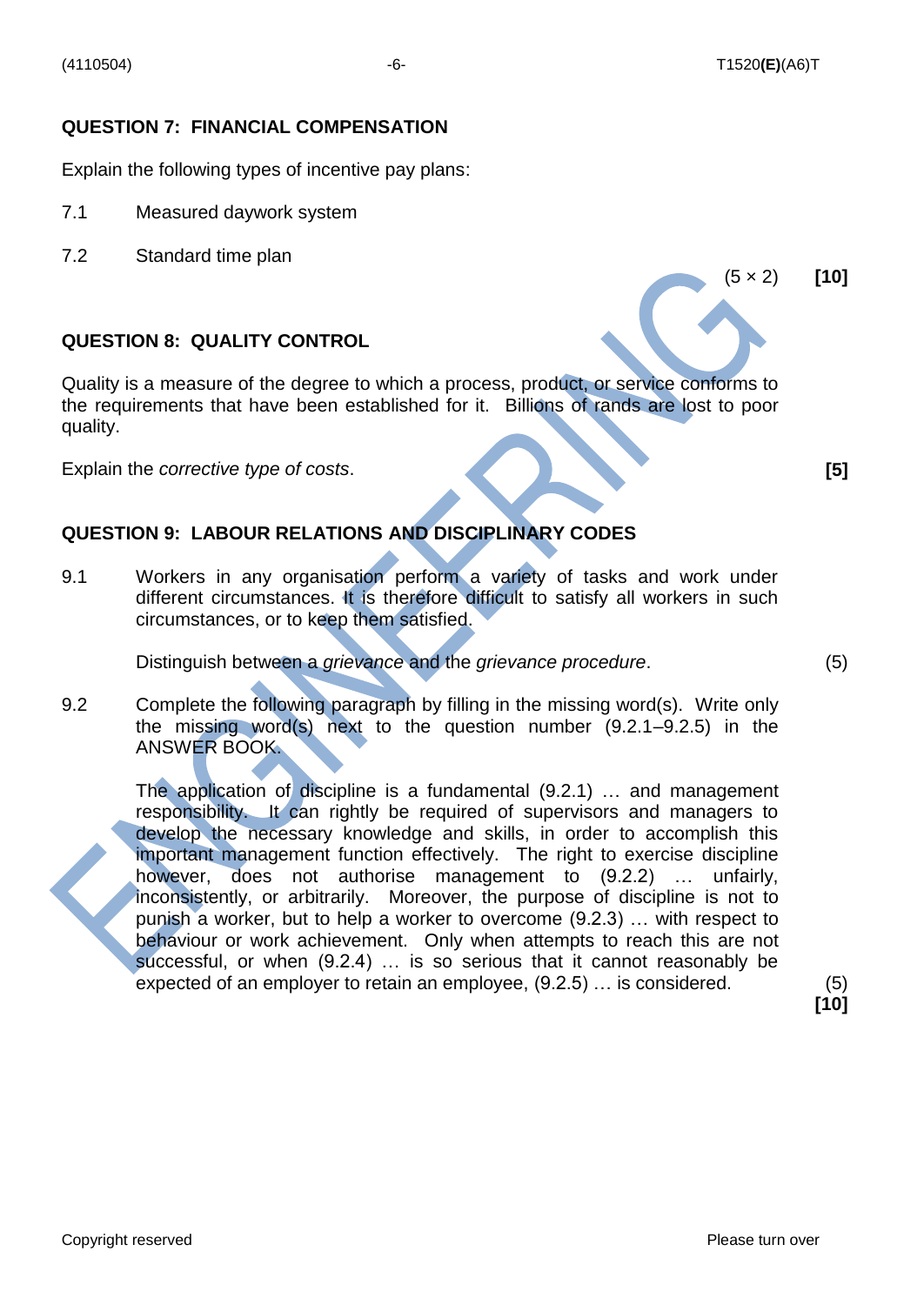## QUESTION 7: FINANCIAL COMPENSATION

Explain the following types of incentive pay plans:

7.1 Measured daywork system

7.2 Standard time plan

(5 × 2) **[10]**

## QUESTION 8: QUALITY CONTROL

Quality is a measure of the degree to which a process, product, or service conforms to the requirements that have been established for it. Billions of rands are lost to poor quality.

Explain the *corrective type of costs*. **[5]**

## QUESTION 9: LABOUR RELATIONS AND DISCIPLINARY CODES

9.1 Workers in any organisation perform a variety of tasks and work under different circumstances. It is therefore difficult to satisfy all workers in such circumstances, or to keep them satisfied.

Distinguish between a *grievance* and the *grievance procedure*. (5)

9.2 Complete the following paragraph by filling in the missing word(s). Write only the missing word(s) next to the question number (9.2.1–9.2.5) in the ANSWER BOOK.

The application of discipline is a fundamental (9.2.1) … and management responsibility. It can rightly be required of supervisors and managers to develop the necessary knowledge and skills, in order to accomplish this important management function effectively. The right to exercise discipline however, does not authorise management to (9.2.2) … unfairly, inconsistently, or arbitrarily. Moreover, the purpose of discipline is not to punish a worker, but to help a worker to overcome (9.2.3) … with respect to behaviour or work achievement. Only when attempts to reach this are not successful, or when (9.2.4) … is so serious that it cannot reasonably be expected of an employer to retain an employee, (9.2.5) … is considered. (5)

**[10]**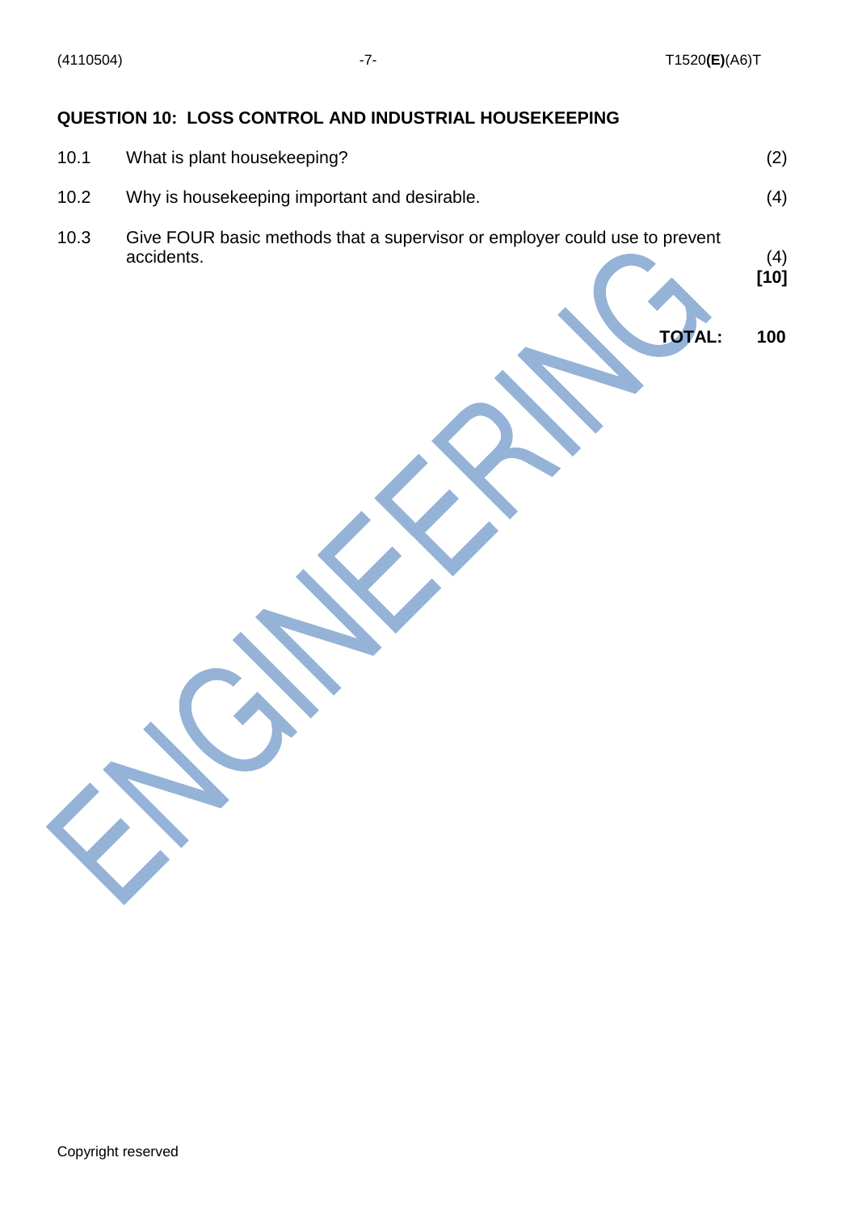## QUESTION 10: LOSS CONTROL AND INDUSTRIAL HOUSEKEEPING

| | | |
|---|---|---|
| 10.1 | What is plant housekeeping? | (2) |
| 10.2 | Why is housekeeping important and desirable. | (4) |
| 10.3 | Give FOUR basic methods that a supervisor or employer could use to prevent accidents. | (4) **[10]** |

**TOTAL: 100**